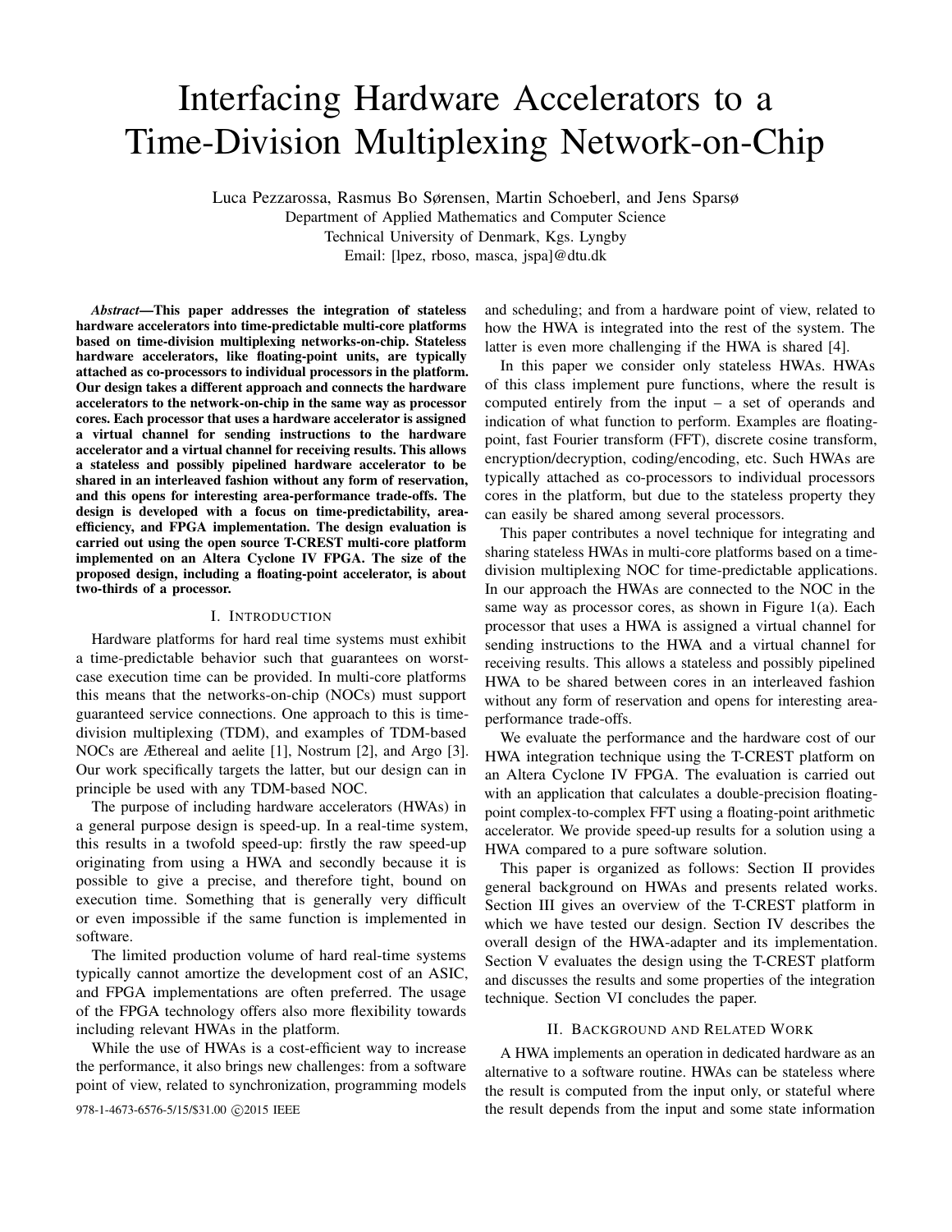# Interfacing Hardware Accelerators to a Time-Division Multiplexing Network-on-Chip

Luca Pezzarossa, Rasmus Bo Sørensen, Martin Schoeberl, and Jens Sparsø
Department of Applied Mathematics and Computer Science
Technical University of Denmark, Kgs. Lyngby
Email: [lpez, rboso, masca, jspa]@dtu.dk

***Abstract*—This paper addresses the integration of stateless hardware accelerators into time-predictable multi-core platforms based on time-division multiplexing networks-on-chip. Stateless hardware accelerators, like floating-point units, are typically attached as co-processors to individual processors in the platform. Our design takes a different approach and connects the hardware accelerators to the network-on-chip in the same way as processor cores. Each processor that uses a hardware accelerator is assigned a virtual channel for sending instructions to the hardware accelerator and a virtual channel for receiving results. This allows a stateless and possibly pipelined hardware accelerator to be shared in an interleaved fashion without any form of reservation, and this opens for interesting area-performance trade-offs. The design is developed with a focus on time-predictability, area-efficiency, and FPGA implementation. The design evaluation is carried out using the open source T-CREST multi-core platform implemented on an Altera Cyclone IV FPGA. The size of the proposed design, including a floating-point accelerator, is about two-thirds of a processor.**

## I. Introduction

Hardware platforms for hard real time systems must exhibit a time-predictable behavior such that guarantees on worst-case execution time can be provided. In multi-core platforms this means that the networks-on-chip (NOCs) must support guaranteed service connections. One approach to this is time-division multiplexing (TDM), and examples of TDM-based NOCs are Æthereal and aelite [1], Nostrum [2], and Argo [3]. Our work specifically targets the latter, but our design can in principle be used with any TDM-based NOC.

The purpose of including hardware accelerators (HWAs) in a general purpose design is speed-up. In a real-time system, this results in a twofold speed-up: firstly the raw speed-up originating from using a HWA and secondly because it is possible to give a precise, and therefore tight, bound on execution time. Something that is generally very difficult or even impossible if the same function is implemented in software.

The limited production volume of hard real-time systems typically cannot amortize the development cost of an ASIC, and FPGA implementations are often preferred. The usage of the FPGA technology offers also more flexibility towards including relevant HWAs in the platform.

While the use of HWAs is a cost-efficient way to increase the performance, it also brings new challenges: from a software point of view, related to synchronization, programming models and scheduling; and from a hardware point of view, related to how the HWA is integrated into the rest of the system. The latter is even more challenging if the HWA is shared [4].

In this paper we consider only stateless HWAs. HWAs of this class implement pure functions, where the result is computed entirely from the input – a set of operands and indication of what function to perform. Examples are floating-point, fast Fourier transform (FFT), discrete cosine transform, encryption/decryption, coding/encoding, etc. Such HWAs are typically attached as co-processors to individual processors cores in the platform, but due to the stateless property they can easily be shared among several processors.

This paper contributes a novel technique for integrating and sharing stateless HWAs in multi-core platforms based on a time-division multiplexing NOC for time-predictable applications. In our approach the HWAs are connected to the NOC in the same way as processor cores, as shown in Figure 1(a). Each processor that uses a HWA is assigned a virtual channel for sending instructions to the HWA and a virtual channel for receiving results. This allows a stateless and possibly pipelined HWA to be shared between cores in an interleaved fashion without any form of reservation and opens for interesting area-performance trade-offs.

We evaluate the performance and the hardware cost of our HWA integration technique using the T-CREST platform on an Altera Cyclone IV FPGA. The evaluation is carried out with an application that calculates a double-precision floating-point complex-to-complex FFT using a floating-point arithmetic accelerator. We provide speed-up results for a solution using a HWA compared to a pure software solution.

This paper is organized as follows: Section II provides general background on HWAs and presents related works. Section III gives an overview of the T-CREST platform in which we have tested our design. Section IV describes the overall design of the HWA-adapter and its implementation. Section V evaluates the design using the T-CREST platform and discusses the results and some properties of the integration technique. Section VI concludes the paper.

## II. Background and Related Work

A HWA implements an operation in dedicated hardware as an alternative to a software routine. HWAs can be stateless where the result is computed from the input only, or stateful where the result depends from the input and some state information

978-1-4673-6576-5/15/$31.00 ©2015 IEEE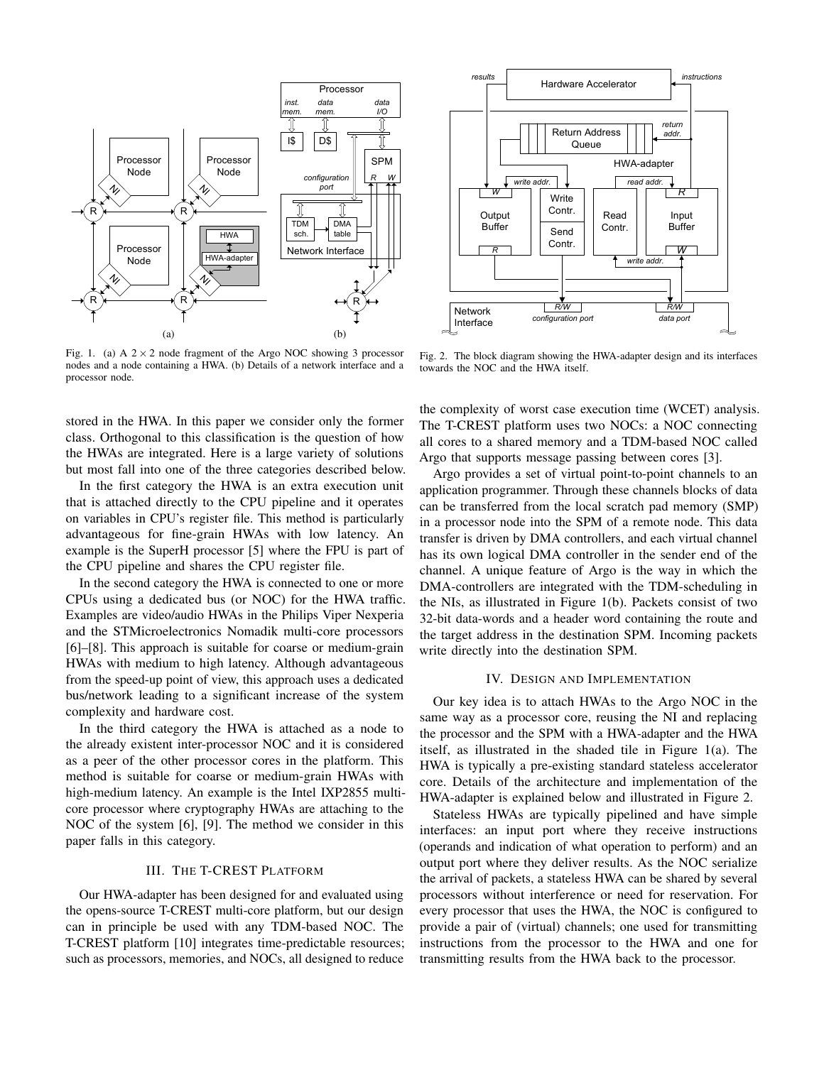Fig. 1. (a) A $2 \times 2$ node fragment of the Argo NOC showing 3 processor nodes and a node containing a HWA. (b) Details of a network interface and a processor node.

Fig. 2. The block diagram showing the HWA-adapter design and its interfaces towards the NOC and the HWA itself.

stored in the HWA. In this paper we consider only the former class. Orthogonal to this classification is the question of how the HWAs are integrated. Here is a large variety of solutions but most fall into one of the three categories described below.

In the first category the HWA is an extra execution unit that is attached directly to the CPU pipeline and it operates on variables in CPU's register file. This method is particularly advantageous for fine-grain HWAs with low latency. An example is the SuperH processor [5] where the FPU is part of the CPU pipeline and shares the CPU register file.

In the second category the HWA is connected to one or more CPUs using a dedicated bus (or NOC) for the HWA traffic. Examples are video/audio HWAs in the Philips Viper Nexperia and the STMicroelectronics Nomadik multi-core processors [6]–[8]. This approach is suitable for coarse or medium-grain HWAs with medium to high latency. Although advantageous from the speed-up point of view, this approach uses a dedicated bus/network leading to a significant increase of the system complexity and hardware cost.

In the third category the HWA is attached as a node to the already existent inter-processor NOC and it is considered as a peer of the other processor cores in the platform. This method is suitable for coarse or medium-grain HWAs with high-medium latency. An example is the Intel IXP2855 multi-core processor where cryptography HWAs are attaching to the NOC of the system [6], [9]. The method we consider in this paper falls in this category.

## III. The T-CREST Platform

Our HWA-adapter has been designed for and evaluated using the opens-source T-CREST multi-core platform, but our design can in principle be used with any TDM-based NOC. The T-CREST platform [10] integrates time-predictable resources; such as processors, memories, and NOCs, all designed to reduce the complexity of worst case execution time (WCET) analysis. The T-CREST platform uses two NOCs: a NOC connecting all cores to a shared memory and a TDM-based NOC called Argo that supports message passing between cores [3].

Argo provides a set of virtual point-to-point channels to an application programmer. Through these channels blocks of data can be transferred from the local scratch pad memory (SMP) in a processor node into the SPM of a remote node. This data transfer is driven by DMA controllers, and each virtual channel has its own logical DMA controller in the sender end of the channel. A unique feature of Argo is the way in which the DMA-controllers are integrated with the TDM-scheduling in the NIs, as illustrated in Figure 1(b). Packets consist of two 32-bit data-words and a header word containing the route and the target address in the destination SPM. Incoming packets write directly into the destination SPM.

## IV. Design and Implementation

Our key idea is to attach HWAs to the Argo NOC in the same way as a processor core, reusing the NI and replacing the processor and the SPM with a HWA-adapter and the HWA itself, as illustrated in the shaded tile in Figure 1(a). The HWA is typically a pre-existing standard stateless accelerator core. Details of the architecture and implementation of the HWA-adapter is explained below and illustrated in Figure 2.

Stateless HWAs are typically pipelined and have simple interfaces: an input port where they receive instructions (operands and indication of what operation to perform) and an output port where they deliver results. As the NOC serialize the arrival of packets, a stateless HWA can be shared by several processors without interference or need for reservation. For every processor that uses the HWA, the NOC is configured to provide a pair of (virtual) channels; one used for transmitting instructions from the processor to the HWA and one for transmitting results from the HWA back to the processor.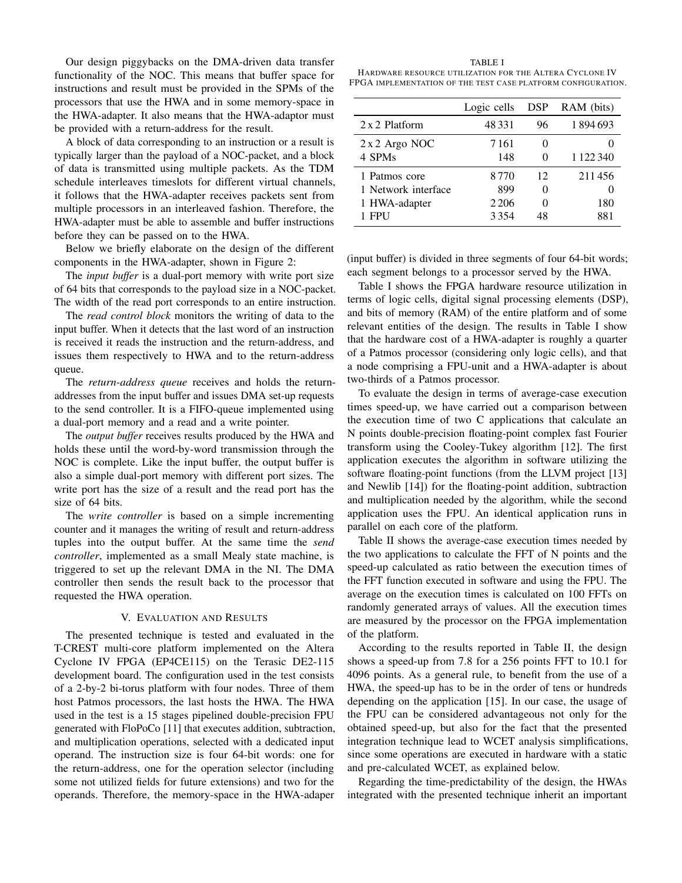Our design piggybacks on the DMA-driven data transfer functionality of the NOC. This means that buffer space for instructions and result must be provided in the SPMs of the processors that use the HWA and in some memory-space in the HWA-adapter. It also means that the HWA-adaptor must be provided with a return-address for the result.

A block of data corresponding to an instruction or a result is typically larger than the payload of a NOC-packet, and a block of data is transmitted using multiple packets. As the TDM schedule interleaves timeslots for different virtual channels, it follows that the HWA-adapter receives packets sent from multiple processors in an interleaved fashion. Therefore, the HWA-adapter must be able to assemble and buffer instructions before they can be passed on to the HWA.

Below we briefly elaborate on the design of the different components in the HWA-adapter, shown in Figure 2:

The *input buffer* is a dual-port memory with write port size of 64 bits that corresponds to the payload size in a NOC-packet. The width of the read port corresponds to an entire instruction.

The *read control block* monitors the writing of data to the input buffer. When it detects that the last word of an instruction is received it reads the instruction and the return-address, and issues them respectively to HWA and to the return-address queue.

The *return-address queue* receives and holds the return-addresses from the input buffer and issues DMA set-up requests to the send controller. It is a FIFO-queue implemented using a dual-port memory and a read and a write pointer.

The *output buffer* receives results produced by the HWA and holds these until the word-by-word transmission through the NOC is complete. Like the input buffer, the output buffer is also a simple dual-port memory with different port sizes. The write port has the size of a result and the read port has the size of 64 bits.

The *write controller* is based on a simple incrementing counter and it manages the writing of result and return-address tuples into the output buffer. At the same time the *send controller*, implemented as a small Mealy state machine, is triggered to set up the relevant DMA in the NI. The DMA controller then sends the result back to the processor that requested the HWA operation.

## V. Evaluation and Results

The presented technique is tested and evaluated in the T-CREST multi-core platform implemented on the Altera Cyclone IV FPGA (EP4CE115) on the Terasic DE2-115 development board. The configuration used in the test consists of a 2-by-2 bi-torus platform with four nodes. Three of them host Patmos processors, the last hosts the HWA. The HWA used in the test is a 15 stages pipelined double-precision FPU generated with FloPoCo [11] that executes addition, subtraction, and multiplication operations, selected with a dedicated input operand. The instruction size is four 64-bit words: one for the return-address, one for the operation selector (including some not utilized fields for future extensions) and two for the operands. Therefore, the memory-space in the HWA-adaper (input buffer) is divided in three segments of four 64-bit words; each segment belongs to a processor served by the HWA.

TABLE I
Hardware resource utilization for the Altera Cyclone IV FPGA implementation of the test case platform configuration.

| | Logic cells | DSP | RAM (bits) |
|---|---|---|---|
| 2 x 2 Platform | 48 331 | 96 | 1 894 693 |
| 2 x 2 Argo NOC | 7 161 | 0 | 0 |
| 4 SPMs | 148 | 0 | 1 122 340 |
| 1 Patmos core | 8 770 | 12 | 211 456 |
| 1 Network interface | 899 | 0 | 0 |
| 1 HWA-adapter | 2 206 | 0 | 180 |
| 1 FPU | 3 354 | 48 | 881 |

Table I shows the FPGA hardware resource utilization in terms of logic cells, digital signal processing elements (DSP), and bits of memory (RAM) of the entire platform and of some relevant entities of the design. The results in Table I show that the hardware cost of a HWA-adapter is roughly a quarter of a Patmos processor (considering only logic cells), and that a node comprising a FPU-unit and a HWA-adapter is about two-thirds of a Patmos processor.

To evaluate the design in terms of average-case execution times speed-up, we have carried out a comparison between the execution time of two C applications that calculate an N points double-precision floating-point complex fast Fourier transform using the Cooley-Tukey algorithm [12]. The first application executes the algorithm in software utilizing the software floating-point functions (from the LLVM project [13] and Newlib [14]) for the floating-point addition, subtraction and multiplication needed by the algorithm, while the second application uses the FPU. An identical application runs in parallel on each core of the platform.

Table II shows the average-case execution times needed by the two applications to calculate the FFT of N points and the speed-up calculated as ratio between the execution times of the FFT function executed in software and using the FPU. The average on the execution times is calculated on 100 FFTs on randomly generated arrays of values. All the execution times are measured by the processor on the FPGA implementation of the platform.

According to the results reported in Table II, the design shows a speed-up from 7.8 for a 256 points FFT to 10.1 for 4096 points. As a general rule, to benefit from the use of a HWA, the speed-up has to be in the order of tens or hundreds depending on the application [15]. In our case, the usage of the FPU can be considered advantageous not only for the obtained speed-up, but also for the fact that the presented integration technique lead to WCET analysis simplifications, since some operations are executed in hardware with a static and pre-calculated WCET, as explained below.

Regarding the time-predictability of the design, the HWAs integrated with the presented technique inherit an important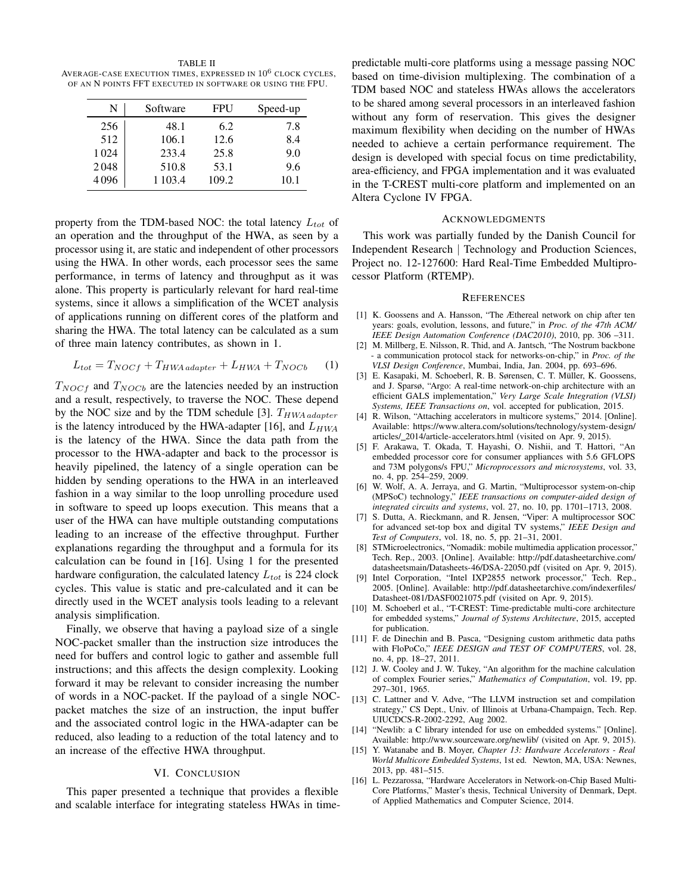TABLE II
AVERAGE-CASE EXECUTION TIMES, EXPRESSED IN $10^6$ CLOCK CYCLES, OF AN N POINTS FFT EXECUTED IN SOFTWARE OR USING THE FPU.

| N | Software | FPU | Speed-up |
|---|---|---|---|
| 256 | 48.1 | 6.2 | 7.8 |
| 512 | 106.1 | 12.6 | 8.4 |
| 1 024 | 233.4 | 25.8 | 9.0 |
| 2 048 | 510.8 | 53.1 | 9.6 |
| 4 096 | 1 103.4 | 109.2 | 10.1 |

property from the TDM-based NOC: the total latency $L_{tot}$ of an operation and the throughput of the HWA, as seen by a processor using it, are static and independent of other processors using the HWA. In other words, each processor sees the same performance, in terms of latency and throughput as it was alone. This property is particularly relevant for hard real-time systems, since it allows a simplification of the WCET analysis of applications running on different cores of the platform and sharing the HWA. The total latency can be calculated as a sum of three main latency contributes, as shown in 1.

$$L_{tot} = T_{NOCf} + T_{HWA\,adapter} + L_{HWA} + T_{NOCb} \quad (1)$$

$T_{NOCf}$ and $T_{NOCb}$ are the latencies needed by an instruction and a result, respectively, to traverse the NOC. These depend by the NOC size and by the TDM schedule [3]. $T_{HWA\,adapter}$ is the latency introduced by the HWA-adapter [16], and $L_{HWA}$ is the latency of the HWA. Since the data path from the processor to the HWA-adapter and back to the processor is heavily pipelined, the latency of a single operation can be hidden by sending operations to the HWA in an interleaved fashion in a way similar to the loop unrolling procedure used in software to speed up loops execution. This means that a user of the HWA can have multiple outstanding computations leading to an increase of the effective throughput. Further explanations regarding the throughput and a formula for its calculation can be found in [16]. Using 1 for the presented hardware configuration, the calculated latency $L_{tot}$ is 224 clock cycles. This value is static and pre-calculated and it can be directly used in the WCET analysis tools leading to a relevant analysis simplification.

Finally, we observe that having a payload size of a single NOC-packet smaller than the instruction size introduces the need for buffers and control logic to gather and assemble full instructions; and this affects the design complexity. Looking forward it may be relevant to consider increasing the number of words in a NOC-packet. If the payload of a single NOC-packet matches the size of an instruction, the input buffer and the associated control logic in the HWA-adapter can be reduced, also leading to a reduction of the total latency and to an increase of the effective HWA throughput.

## VI. CONCLUSION

This paper presented a technique that provides a flexible and scalable interface for integrating stateless HWAs in time-predictable multi-core platforms using a message passing NOC based on time-division multiplexing. The combination of a TDM based NOC and stateless HWAs allows the accelerators to be shared among several processors in an interleaved fashion without any form of reservation. This gives the designer maximum flexibility when deciding on the number of HWAs needed to achieve a certain performance requirement. The design is developed with special focus on time predictability, area-efficiency, and FPGA implementation and it was evaluated in the T-CREST multi-core platform and implemented on an Altera Cyclone IV FPGA.

## ACKNOWLEDGMENTS

This work was partially funded by the Danish Council for Independent Research | Technology and Production Sciences, Project no. 12-127600: Hard Real-Time Embedded Multiprocessor Platform (RTEMP).

## REFERENCES

[1] K. Goossens and A. Hansson, "The Æthereal network on chip after ten years: goals, evolution, lessons, and future," in *Proc. of the 47th ACM/IEEE Design Automation Conference (DAC2010)*, 2010, pp. 306 –311.

[2] M. Millberg, E. Nilsson, R. Thid, and A. Jantsch, "The Nostrum backbone - a communication protocol stack for networks-on-chip," in *Proc. of the VLSI Design Conference*, Mumbai, India, Jan. 2004, pp. 693–696.

[3] E. Kasapaki, M. Schoeberl, R. B. Sørensen, C. T. Müller, K. Goossens, and J. Sparsø, "Argo: A real-time network-on-chip architecture with an efficient GALS implementation," *Very Large Scale Integration (VLSI) Systems, IEEE Transactions on*, vol. accepted for publication, 2015.

[4] R. Wilson, "Attaching accelerators in multicore systems," 2014. [Online]. Available: https://www.altera.com/solutions/technology/system-design/articles/_2014/article-accelerators.html (visited on Apr. 9, 2015).

[5] F. Arakawa, T. Okada, T. Hayashi, O. Nishii, and T. Hattori, "An embedded processor core for consumer appliances with 5.6 GFLOPS and 73M polygons/s FPU," *Microprocessors and microsystems*, vol. 33, no. 4, pp. 254–259, 2009.

[6] W. Wolf, A. A. Jerraya, and G. Martin, "Multiprocessor system-on-chip (MPSoC) technology," *IEEE transactions on computer-aided design of integrated circuits and systems*, vol. 27, no. 10, pp. 1701–1713, 2008.

[7] S. Dutta, A. Rieckmann, and R. Jensen, "Viper: A multiprocessor SOC for advanced set-top box and digital TV systems," *IEEE Design and Test of Computers*, vol. 18, no. 5, pp. 21–31, 2001.

[8] STMicroelectronics, "Nomadik: mobile multimedia application processor," Tech. Rep., 2003. [Online]. Available: http://pdf.datasheetarchive.com/datasheetsmain/Datasheets-46/DSA-22050.pdf (visited on Apr. 9, 2015).

[9] Intel Corporation, "Intel IXP2855 network processor," Tech. Rep., 2005. [Online]. Available: http://pdf.datasheetarchive.com/indexerfiles/Datasheet-081/DASF0021075.pdf (visited on Apr. 9, 2015).

[10] M. Schoeberl et al., "T-CREST: Time-predictable multi-core architecture for embedded systems," *Journal of Systems Architecture*, 2015, accepted for publication.

[11] F. de Dinechin and B. Pasca, "Designing custom arithmetic data paths with FloPoCo," *IEEE DESIGN and TEST OF COMPUTERS*, vol. 28, no. 4, pp. 18–27, 2011.

[12] J. W. Cooley and J. W. Tukey, "An algorithm for the machine calculation of complex Fourier series," *Mathematics of Computation*, vol. 19, pp. 297–301, 1965.

[13] C. Lattner and V. Adve, "The LLVM instruction set and compilation strategy," CS Dept., Univ. of Illinois at Urbana-Champaign, Tech. Rep. UIUCDCS-R-2002-2292, Aug 2002.

[14] "Newlib: a C library intended for use on embedded systems." [Online]. Available: http://www.sourceware.org/newlib/ (visited on Apr. 9, 2015).

[15] Y. Watanabe and B. Moyer, *Chapter 13: Hardware Accelerators - Real World Multicore Embedded Systems*, 1st ed. Newton, MA, USA: Newnes, 2013, pp. 481–515.

[16] L. Pezzarossa, "Hardware Accelerators in Network-on-Chip Based Multi-Core Platforms," Master's thesis, Technical University of Denmark, Dept. of Applied Mathematics and Computer Science, 2014.